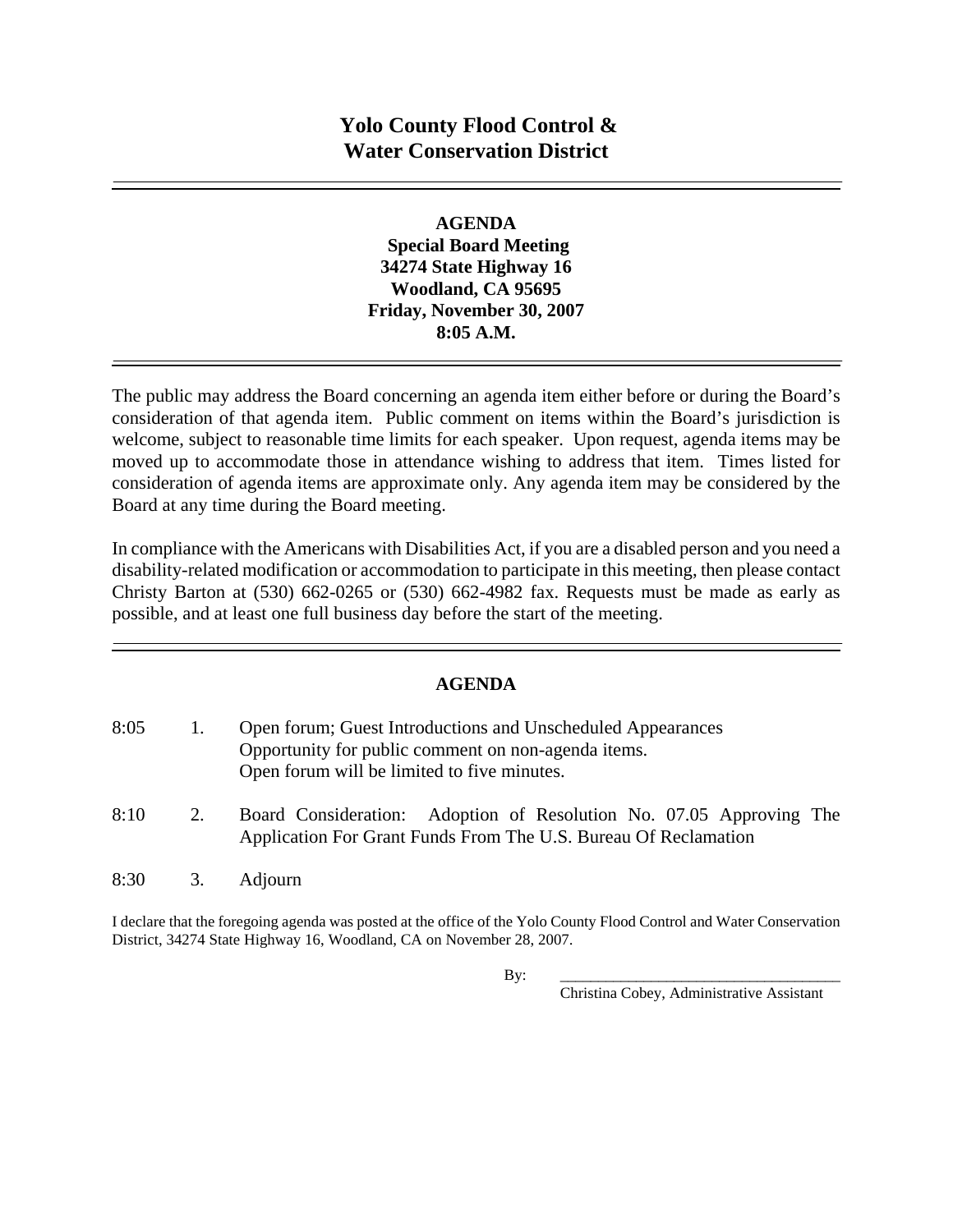# Yolo County Flood Control & Water Conservation District

---

**AGENDA**
**Special Board Meeting**
**34274 State Highway 16**
**Woodland, CA 95695**
**Friday, November 30, 2007**
**8:05 A.M.**

---

The public may address the Board concerning an agenda item either before or during the Board's consideration of that agenda item. Public comment on items within the Board's jurisdiction is welcome, subject to reasonable time limits for each speaker. Upon request, agenda items may be moved up to accommodate those in attendance wishing to address that item. Times listed for consideration of agenda items are approximate only. Any agenda item may be considered by the Board at any time during the Board meeting.

In compliance with the Americans with Disabilities Act, if you are a disabled person and you need a disability-related modification or accommodation to participate in this meeting, then please contact Christy Barton at (530) 662-0265 or (530) 662-4982 fax. Requests must be made as early as possible, and at least one full business day before the start of the meeting.

---

## AGENDA

8:05 1. Open forum; Guest Introductions and Unscheduled Appearances
Opportunity for public comment on non-agenda items.
Open forum will be limited to five minutes.

8:10 2. Board Consideration: Adoption of Resolution No. 07.05 Approving The Application For Grant Funds From The U.S. Bureau Of Reclamation

8:30 3. Adjourn

I declare that the foregoing agenda was posted at the office of the Yolo County Flood Control and Water Conservation District, 34274 State Highway 16, Woodland, CA on November 28, 2007.

By: ____________________________________
Christina Cobey, Administrative Assistant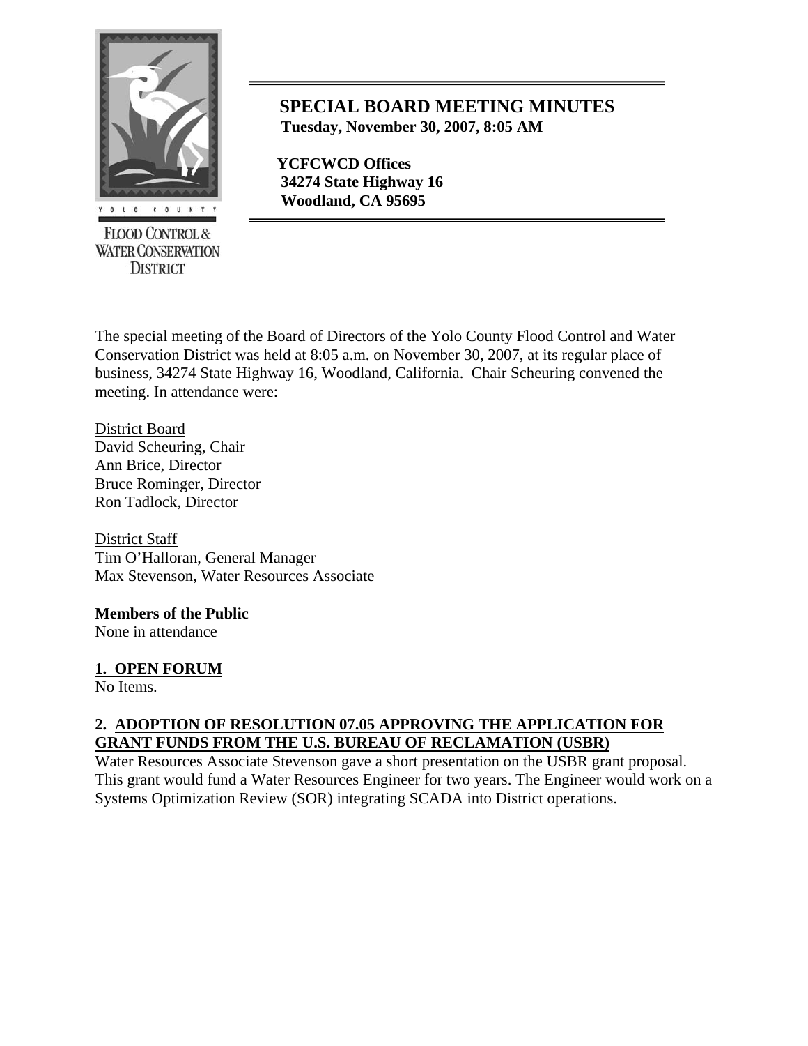# SPECIAL BOARD MEETING MINUTES

**Tuesday, November 30, 2007, 8:05 AM**

**YCFCWCD Offices**
**34274 State Highway 16**
**Woodland, CA 95695**

The special meeting of the Board of Directors of the Yolo County Flood Control and Water Conservation District was held at 8:05 a.m. on November 30, 2007, at its regular place of business, 34274 State Highway 16, Woodland, California. Chair Scheuring convened the meeting. In attendance were:

District Board
David Scheuring, Chair
Ann Brice, Director
Bruce Rominger, Director
Ron Tadlock, Director

District Staff
Tim O'Halloran, General Manager
Max Stevenson, Water Resources Associate

**Members of the Public**
None in attendance

## 1. OPEN FORUM

No Items.

## 2. ADOPTION OF RESOLUTION 07.05 APPROVING THE APPLICATION FOR GRANT FUNDS FROM THE U.S. BUREAU OF RECLAMATION (USBR)

Water Resources Associate Stevenson gave a short presentation on the USBR grant proposal. This grant would fund a Water Resources Engineer for two years. The Engineer would work on a Systems Optimization Review (SOR) integrating SCADA into District operations.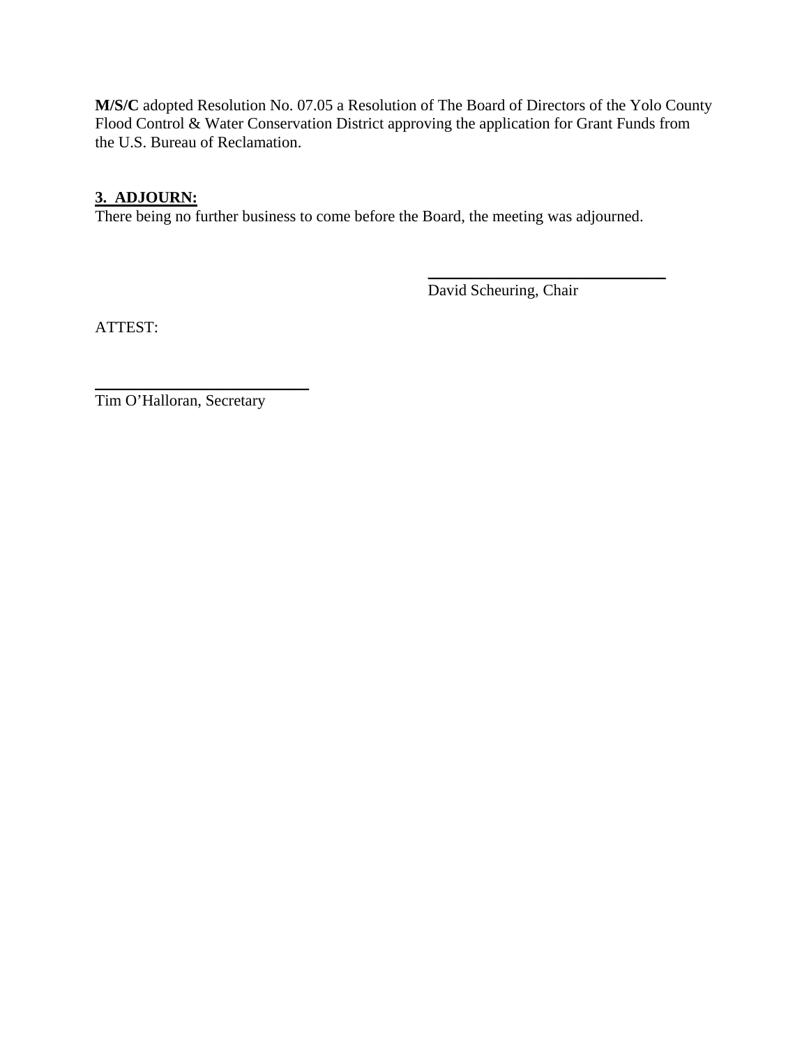**M/S/C** adopted Resolution No. 07.05 a Resolution of The Board of Directors of the Yolo County Flood Control & Water Conservation District approving the application for Grant Funds from the U.S. Bureau of Reclamation.

**3. ADJOURN:**

There being no further business to come before the Board, the meeting was adjourned.

\_\_\_\_\_\_\_\_\_\_\_\_\_\_\_\_\_\_\_\_\_\_\_\_\_\_\_\_\_\_

David Scheuring, Chair

ATTEST:

\_\_\_\_\_\_\_\_\_\_\_\_\_\_\_\_\_\_\_\_\_\_\_\_\_\_\_\_

Tim O'Halloran, Secretary